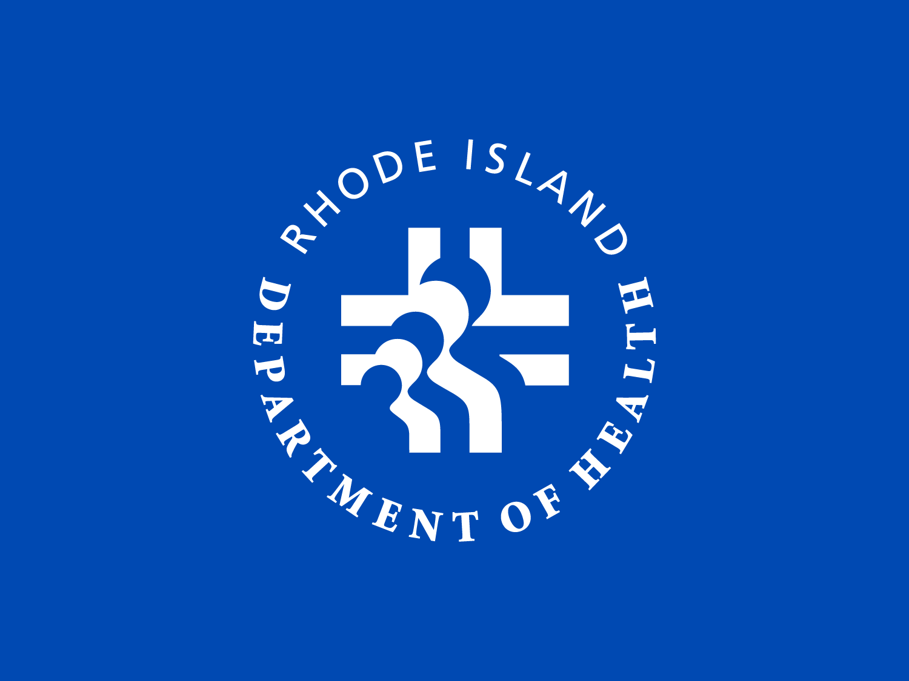RHODE ISLAND DEPARTMENT OF HEALTH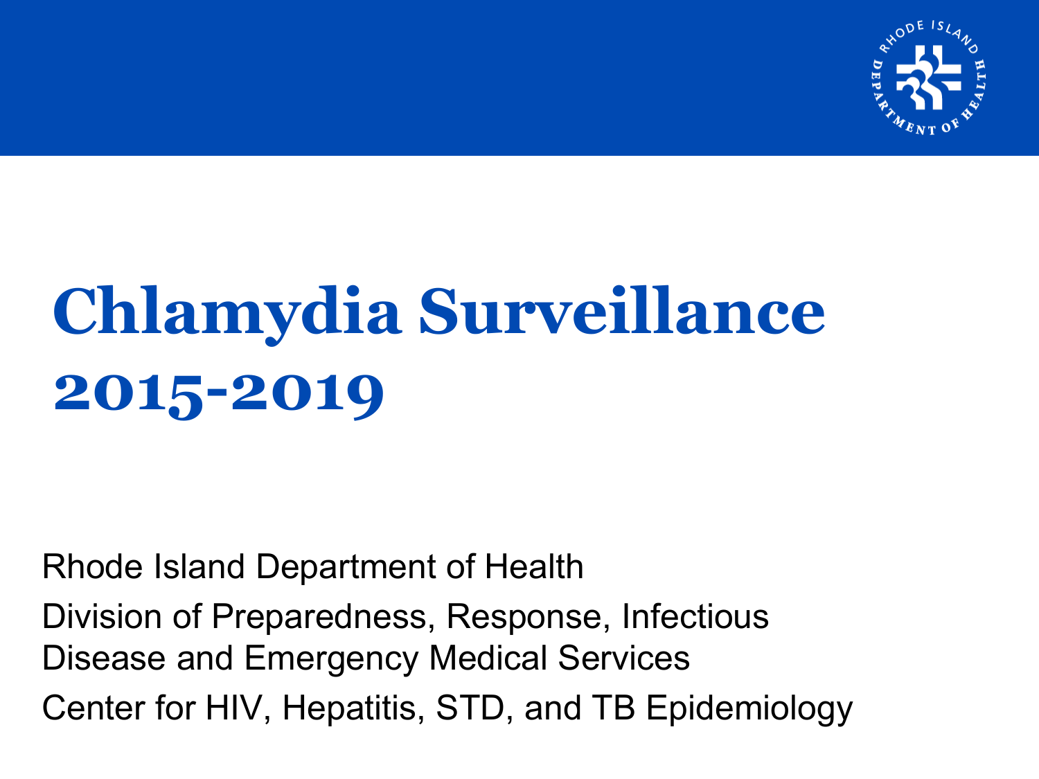# Chlamydia Surveillance 2015-2019

Rhode Island Department of Health

Division of Preparedness, Response, Infectious Disease and Emergency Medical Services

Center for HIV, Hepatitis, STD, and TB Epidemiology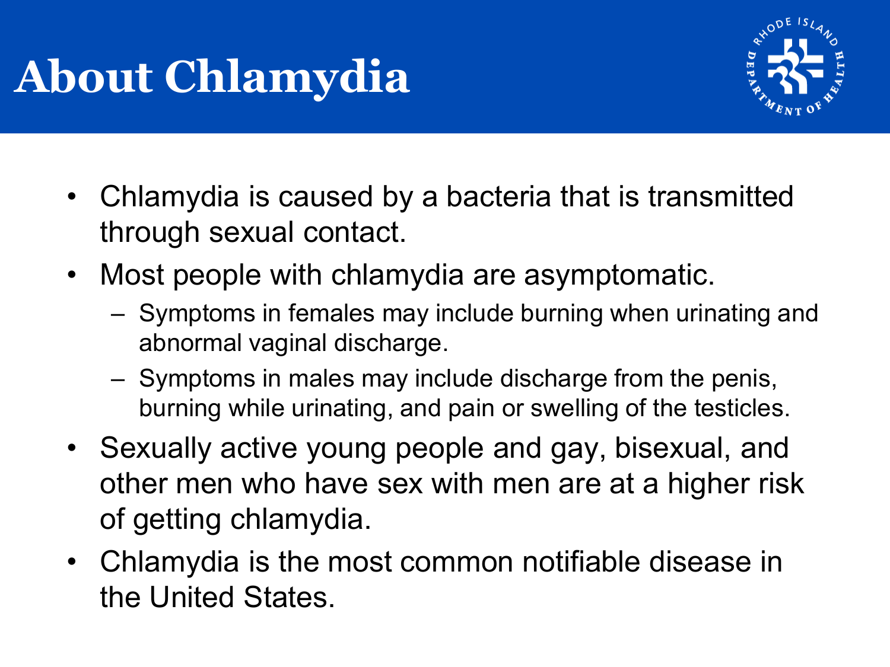# About Chlamydia

- Chlamydia is caused by a bacteria that is transmitted through sexual contact.
- Most people with chlamydia are asymptomatic.
  - Symptoms in females may include burning when urinating and abnormal vaginal discharge.
  - Symptoms in males may include discharge from the penis, burning while urinating, and pain or swelling of the testicles.
- Sexually active young people and gay, bisexual, and other men who have sex with men are at a higher risk of getting chlamydia.
- Chlamydia is the most common notifiable disease in the United States.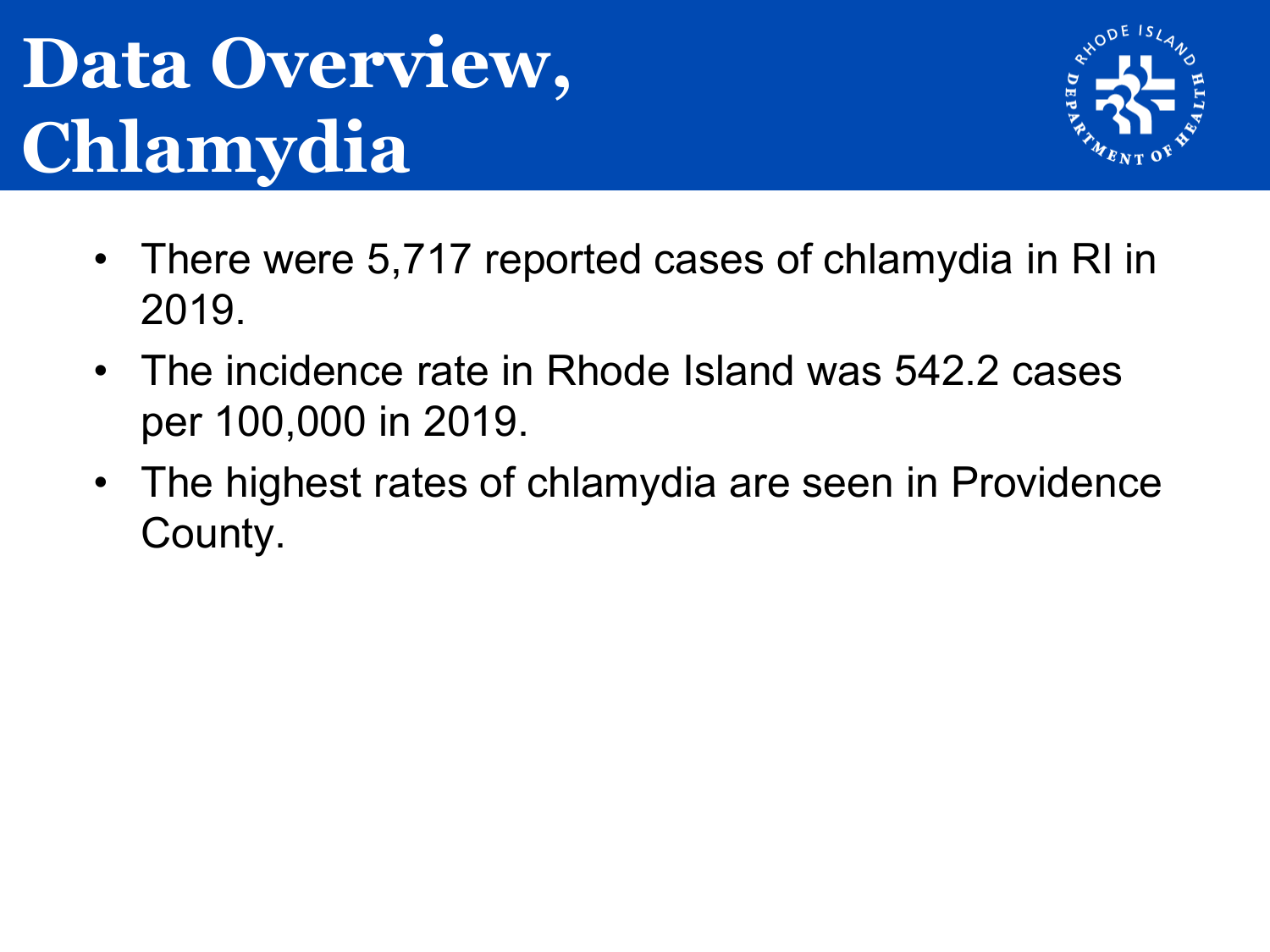# Data Overview, Chlamydia

- There were 5,717 reported cases of chlamydia in RI in 2019.
- The incidence rate in Rhode Island was 542.2 cases per 100,000 in 2019.
- The highest rates of chlamydia are seen in Providence County.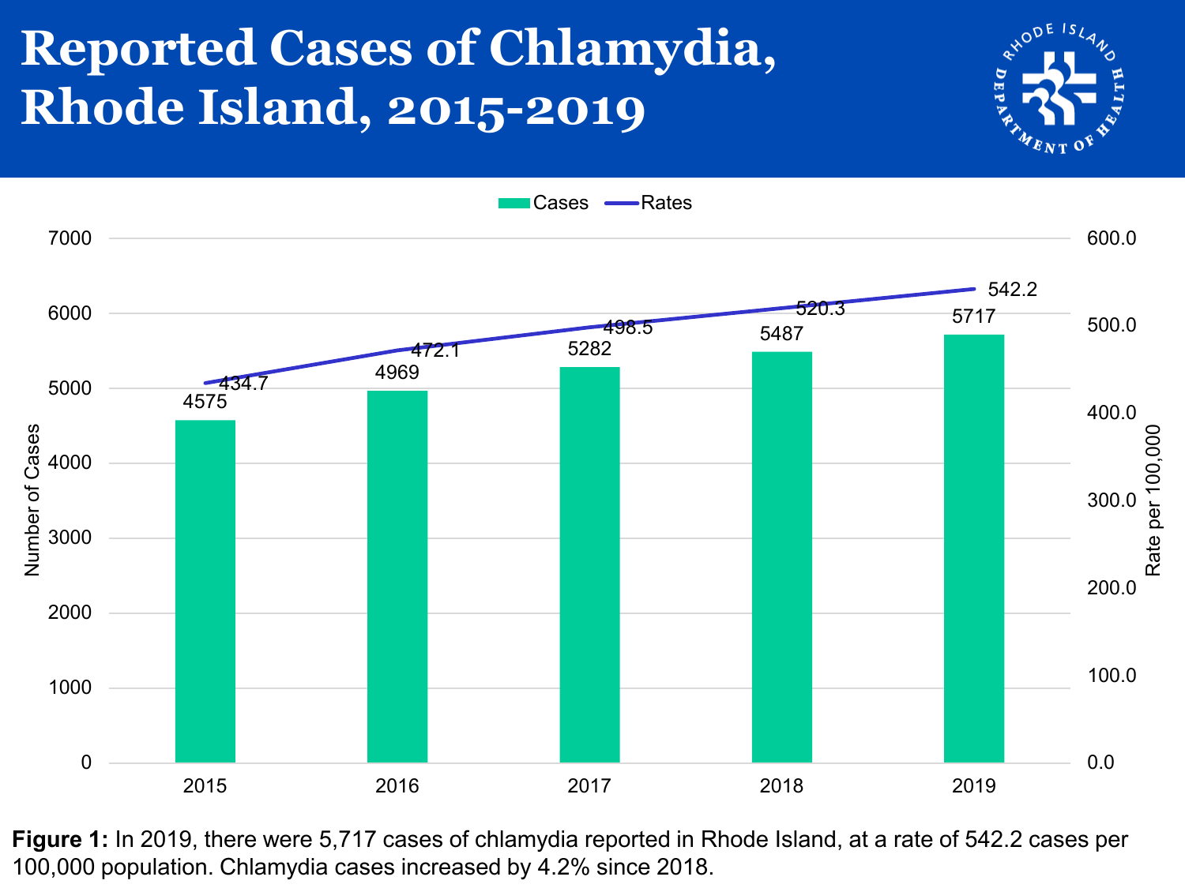# Reported Cases of Chlamydia, Rhode Island, 2015-2019

| Year | Cases | Rates (per 100,000) |
|---|---|---|
| 2015 | 4575 | 434.7 |
| 2016 | 4969 | 472.1 |
| 2017 | 5282 | 498.5 |
| 2018 | 5487 | 520.3 |
| 2019 | 5717 | 542.2 |

**Figure 1:** In 2019, there were 5,717 cases of chlamydia reported in Rhode Island, at a rate of 542.2 cases per 100,000 population. Chlamydia cases increased by 4.2% since 2018.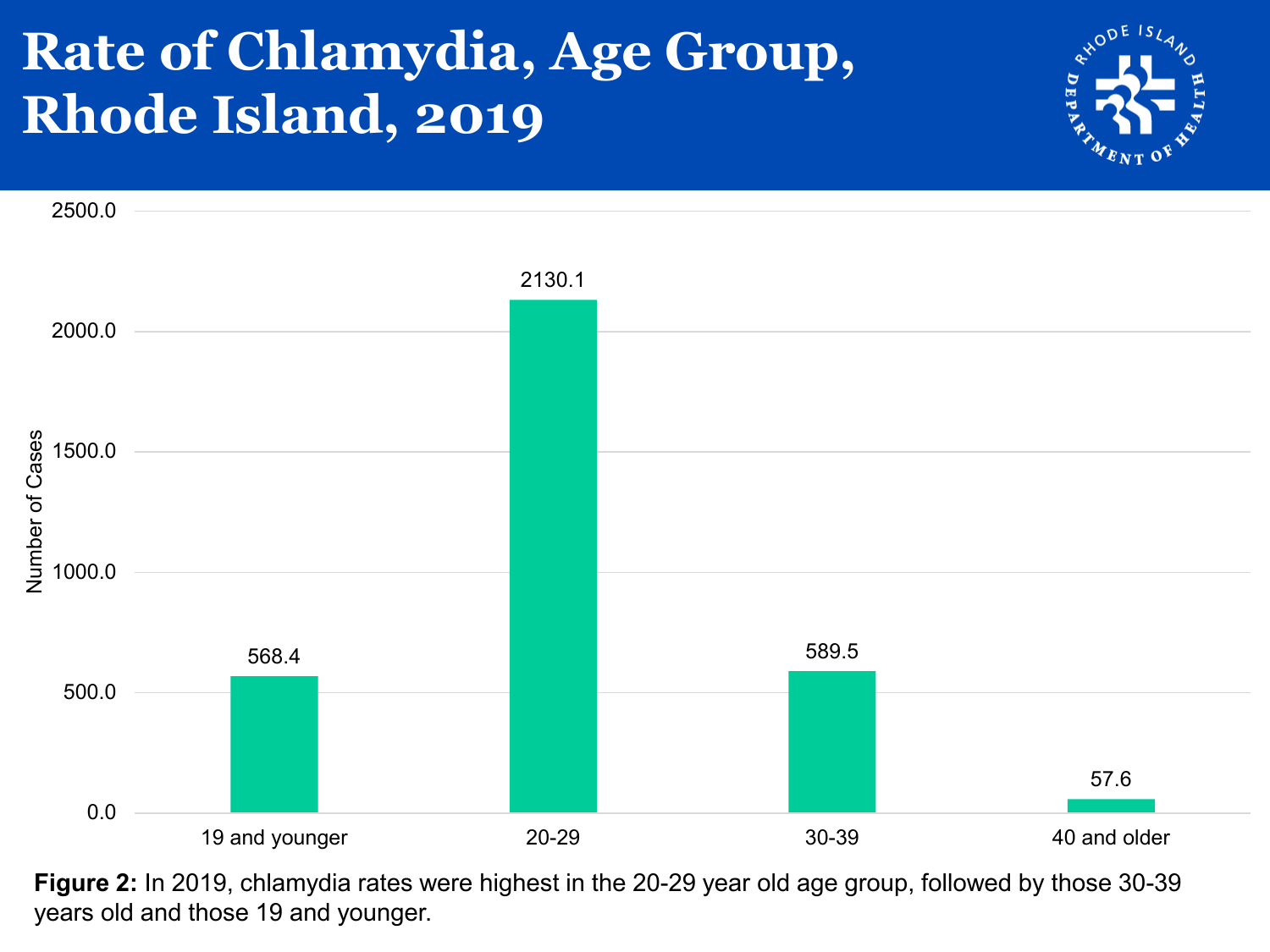# Rate of Chlamydia, Age Group, Rhode Island, 2019

| Age Group | Number of Cases |
|---|---|
| 19 and younger | 568.4 |
| 20-29 | 2130.1 |
| 30-39 | 589.5 |
| 40 and older | 57.6 |

**Figure 2:** In 2019, chlamydia rates were highest in the 20-29 year old age group, followed by those 30-39 years old and those 19 and younger.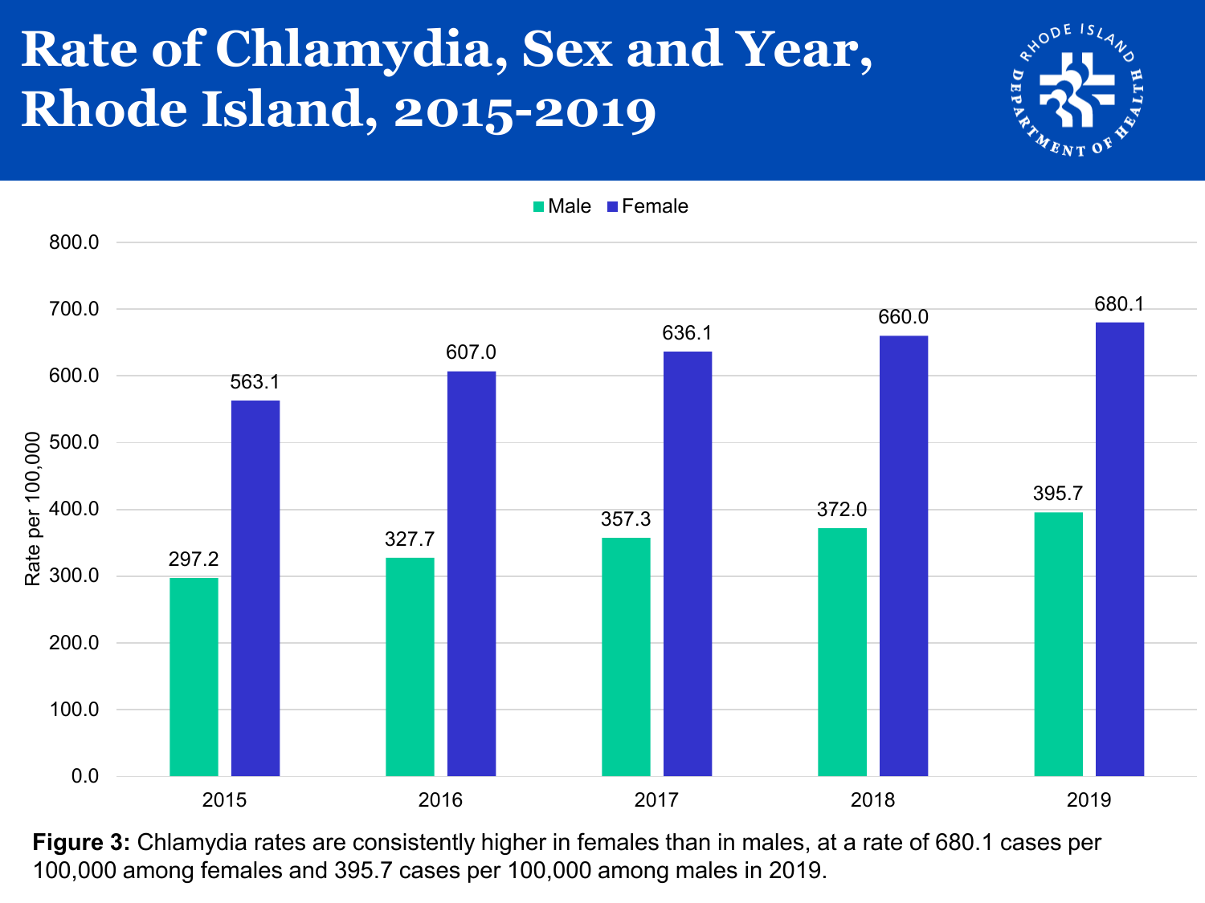# Rate of Chlamydia, Sex and Year, Rhode Island, 2015-2019

| Year | Male | Female |
|---|---|---|
| 2015 | 297.2 | 563.1 |
| 2016 | 327.7 | 607.0 |
| 2017 | 357.3 | 636.1 |
| 2018 | 372.0 | 660.0 |
| 2019 | 395.7 | 680.1 |

Rate per 100,000

**Figure 3:** Chlamydia rates are consistently higher in females than in males, at a rate of 680.1 cases per 100,000 among females and 395.7 cases per 100,000 among males in 2019.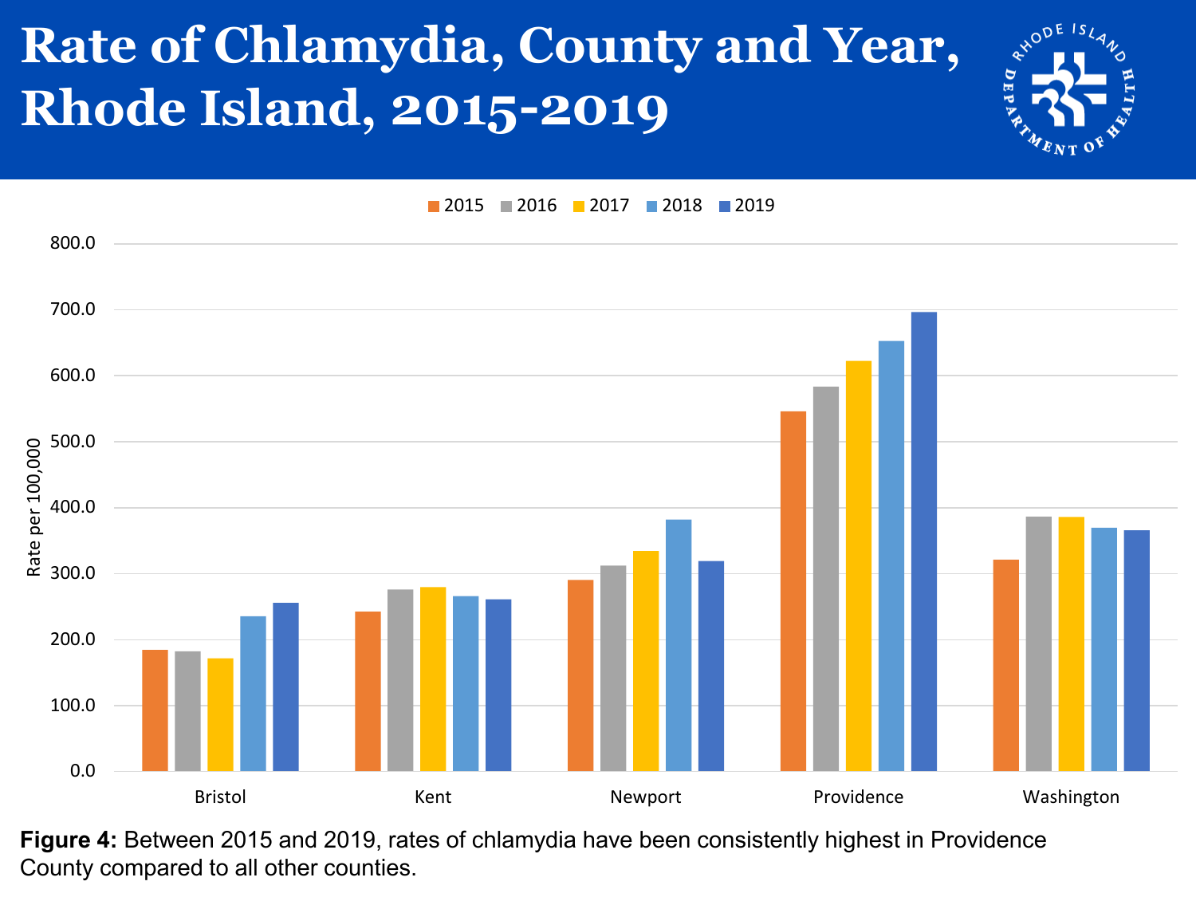# Rate of Chlamydia, County and Year, Rhode Island, 2015-2019

**Figure 4:** Between 2015 and 2019, rates of chlamydia have been consistently highest in Providence County compared to all other counties.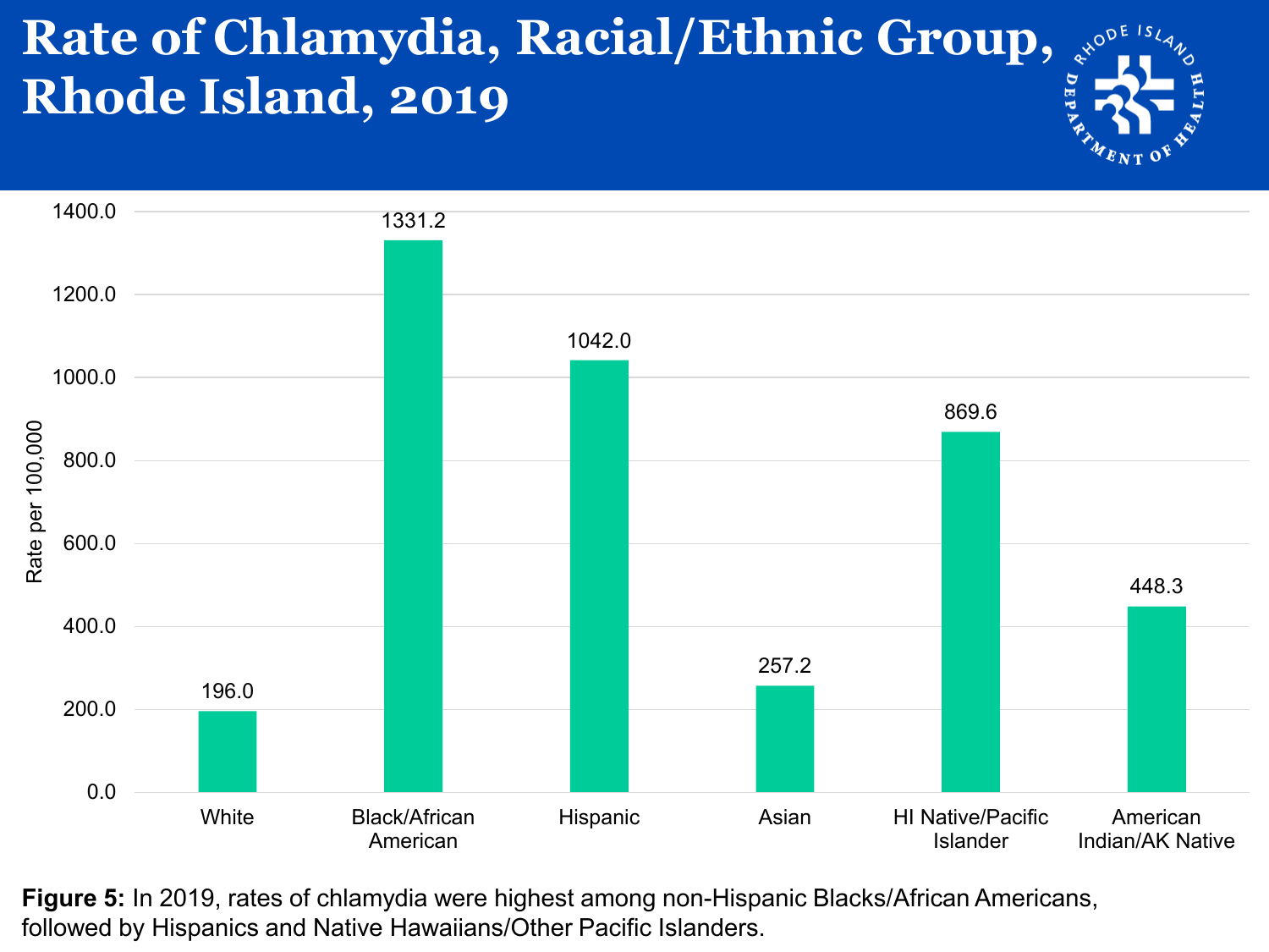# Rate of Chlamydia, Racial/Ethnic Group, Rhode Island, 2019

| Racial/Ethnic Group | Rate per 100,000 |
|---|---|
| White | 196.0 |
| Black/African American | 1331.2 |
| Hispanic | 1042.0 |
| Asian | 257.2 |
| HI Native/Pacific Islander | 869.6 |
| American Indian/AK Native | 448.3 |

**Figure 5:** In 2019, rates of chlamydia were highest among non-Hispanic Blacks/African Americans, followed by Hispanics and Native Hawaiians/Other Pacific Islanders.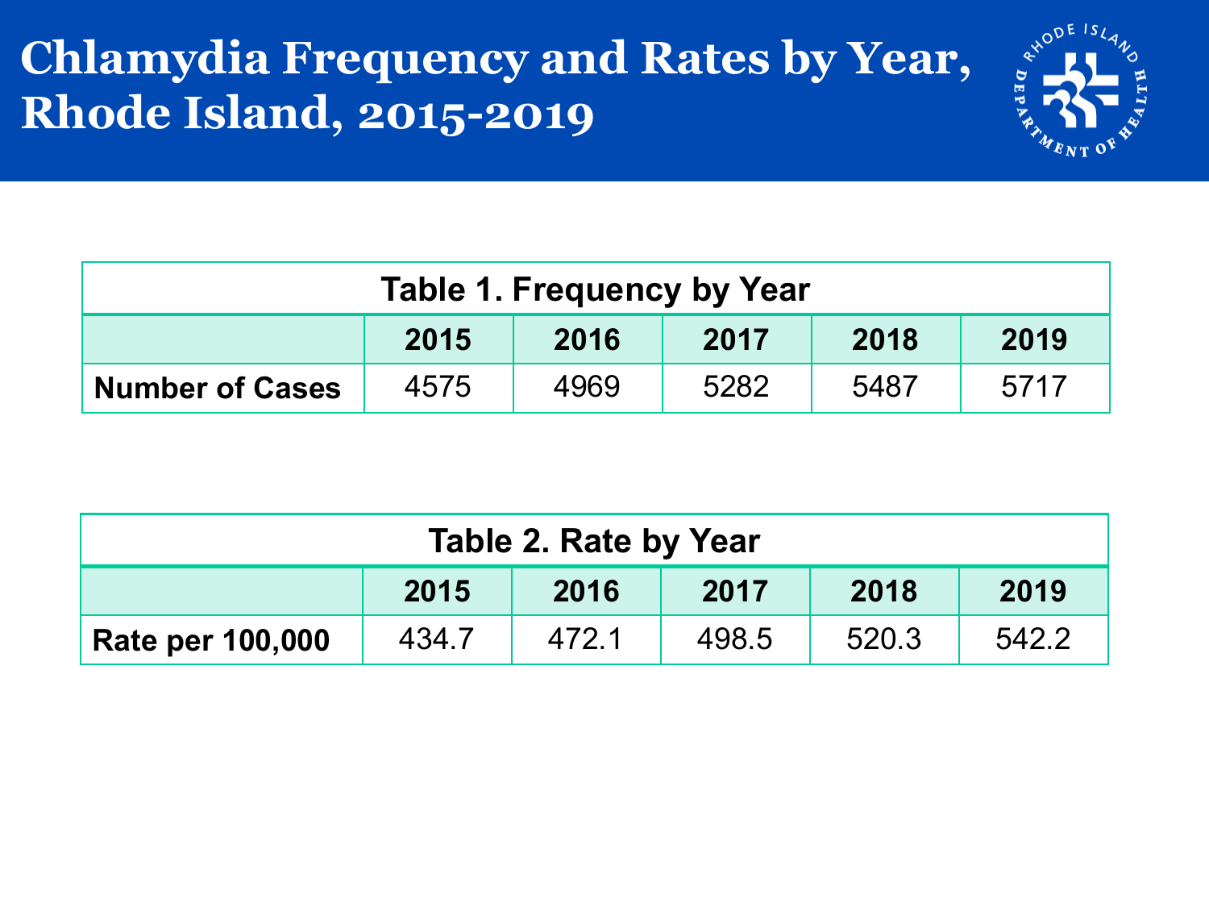# Chlamydia Frequency and Rates by Year, Rhode Island, 2015-2019

**Table 1. Frequency by Year**

| | 2015 | 2016 | 2017 | 2018 | 2019 |
|---|---|---|---|---|---|
| **Number of Cases** | 4575 | 4969 | 5282 | 5487 | 5717 |

**Table 2. Rate by Year**

| | 2015 | 2016 | 2017 | 2018 | 2019 |
|---|---|---|---|---|---|
| **Rate per 100,000** | 434.7 | 472.1 | 498.5 | 520.3 | 542.2 |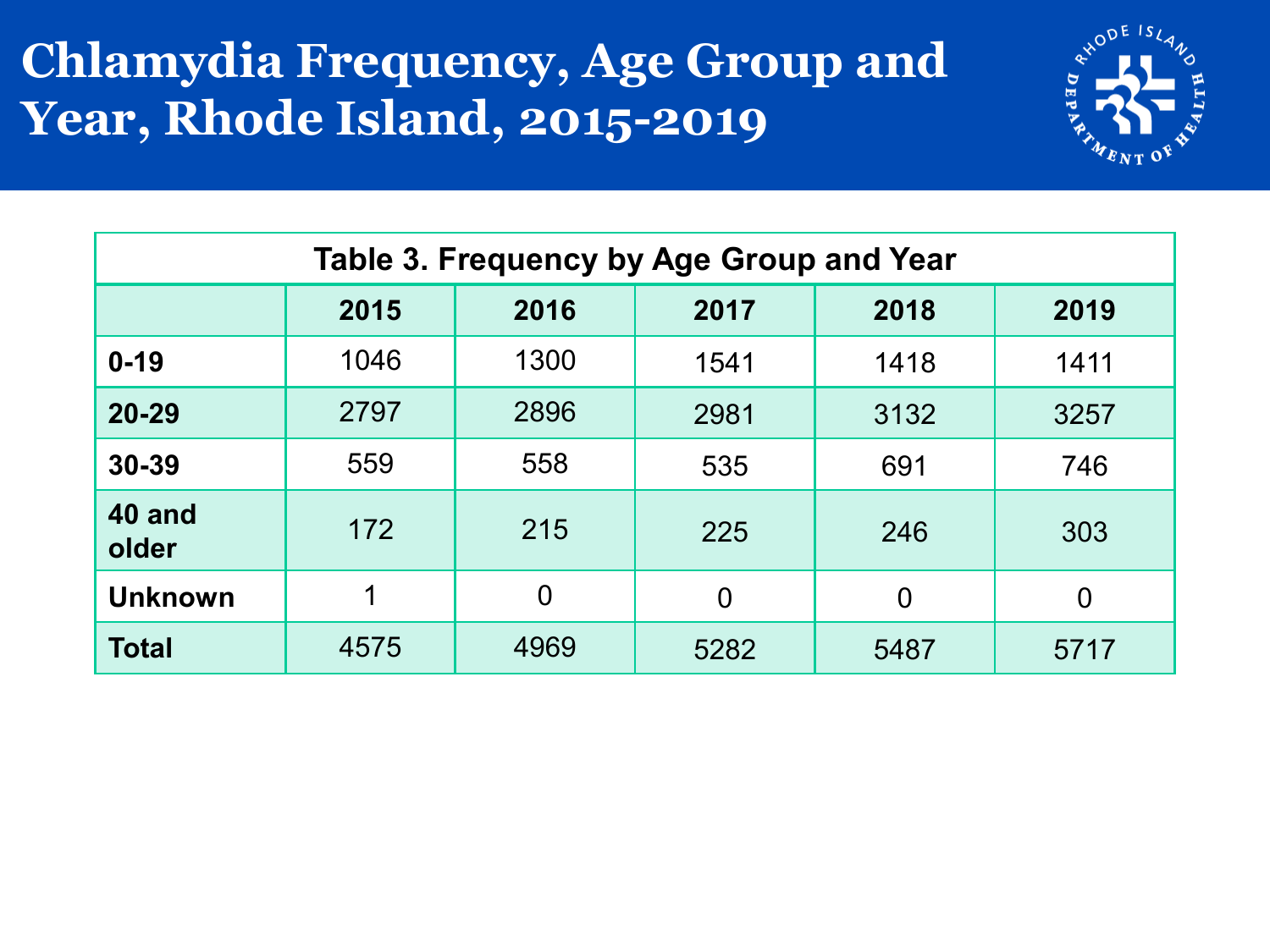# Chlamydia Frequency, Age Group and Year, Rhode Island, 2015-2019

**Table 3. Frequency by Age Group and Year**

| | 2015 | 2016 | 2017 | 2018 | 2019 |
|---|---|---|---|---|---|
| **0-19** | 1046 | 1300 | 1541 | 1418 | 1411 |
| **20-29** | 2797 | 2896 | 2981 | 3132 | 3257 |
| **30-39** | 559 | 558 | 535 | 691 | 746 |
| **40 and older** | 172 | 215 | 225 | 246 | 303 |
| **Unknown** | 1 | 0 | 0 | 0 | 0 |
| **Total** | 4575 | 4969 | 5282 | 5487 | 5717 |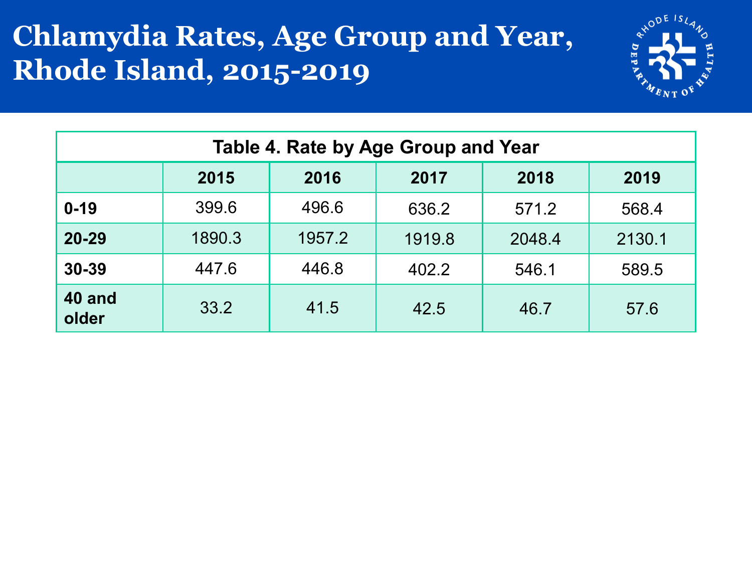# Chlamydia Rates, Age Group and Year, Rhode Island, 2015-2019

**Table 4. Rate by Age Group and Year**

| | 2015 | 2016 | 2017 | 2018 | 2019 |
|---|---|---|---|---|---|
| **0-19** | 399.6 | 496.6 | 636.2 | 571.2 | 568.4 |
| **20-29** | 1890.3 | 1957.2 | 1919.8 | 2048.4 | 2130.1 |
| **30-39** | 447.6 | 446.8 | 402.2 | 546.1 | 589.5 |
| **40 and older** | 33.2 | 41.5 | 42.5 | 46.7 | 57.6 |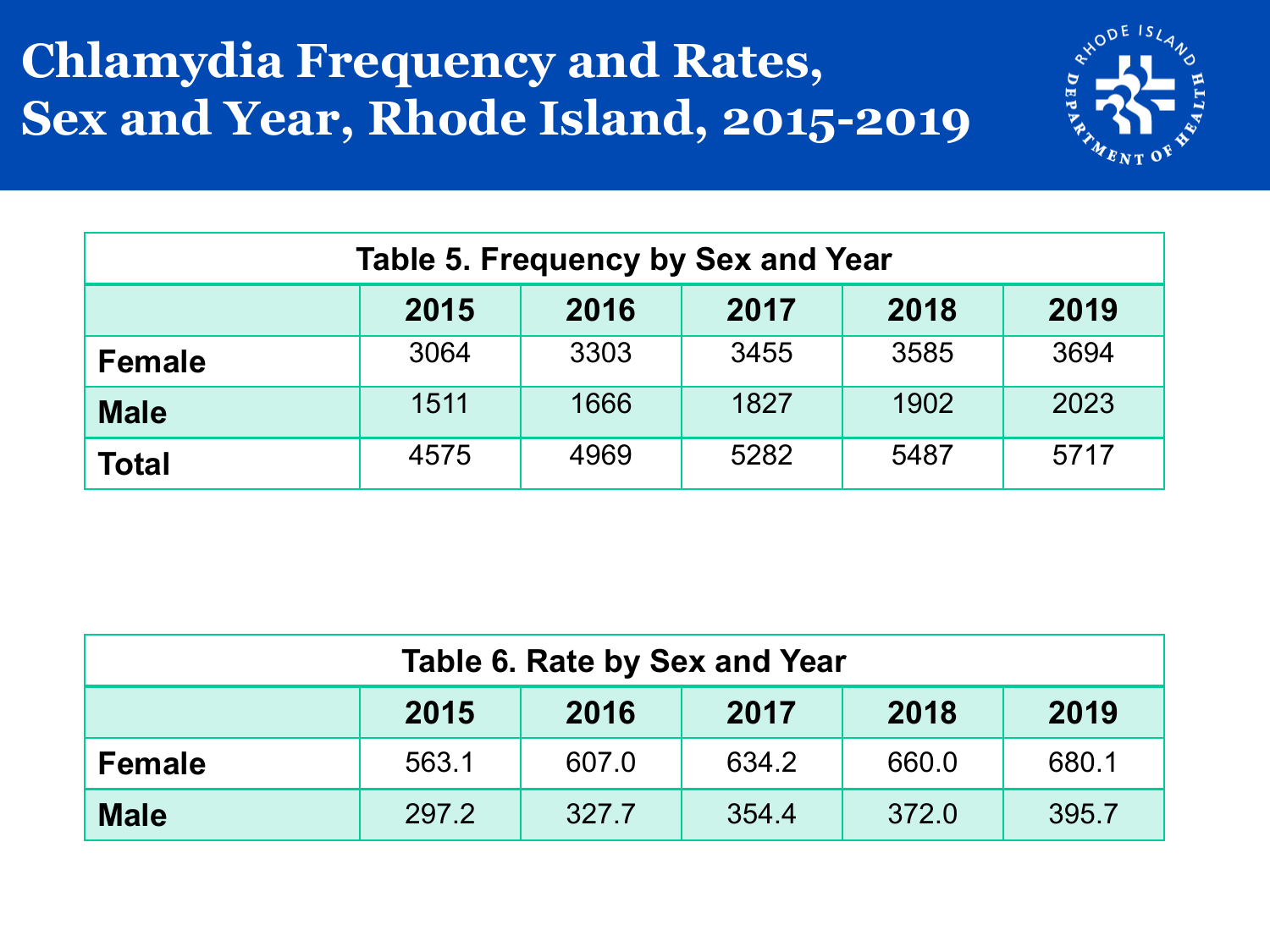# Chlamydia Frequency and Rates, Sex and Year, Rhode Island, 2015-2019

**Table 5. Frequency by Sex and Year**

| | 2015 | 2016 | 2017 | 2018 | 2019 |
|---|---|---|---|---|---|
| **Female** | 3064 | 3303 | 3455 | 3585 | 3694 |
| **Male** | 1511 | 1666 | 1827 | 1902 | 2023 |
| **Total** | 4575 | 4969 | 5282 | 5487 | 5717 |

**Table 6. Rate by Sex and Year**

| | 2015 | 2016 | 2017 | 2018 | 2019 |
|---|---|---|---|---|---|
| **Female** | 563.1 | 607.0 | 634.2 | 660.0 | 680.1 |
| **Male** | 297.2 | 327.7 | 354.4 | 372.0 | 395.7 |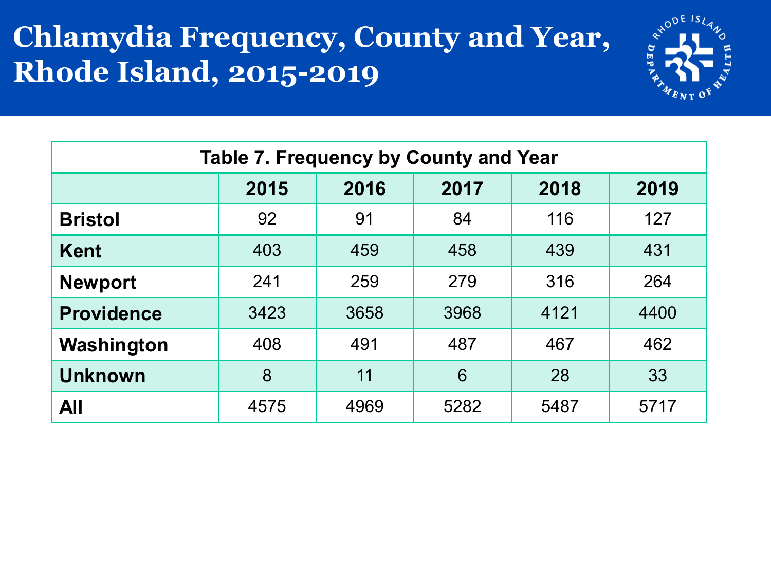# Chlamydia Frequency, County and Year, Rhode Island, 2015-2019

**Table 7. Frequency by County and Year**

| | 2015 | 2016 | 2017 | 2018 | 2019 |
|---|---|---|---|---|---|
| **Bristol** | 92 | 91 | 84 | 116 | 127 |
| **Kent** | 403 | 459 | 458 | 439 | 431 |
| **Newport** | 241 | 259 | 279 | 316 | 264 |
| **Providence** | 3423 | 3658 | 3968 | 4121 | 4400 |
| **Washington** | 408 | 491 | 487 | 467 | 462 |
| **Unknown** | 8 | 11 | 6 | 28 | 33 |
| **All** | 4575 | 4969 | 5282 | 5487 | 5717 |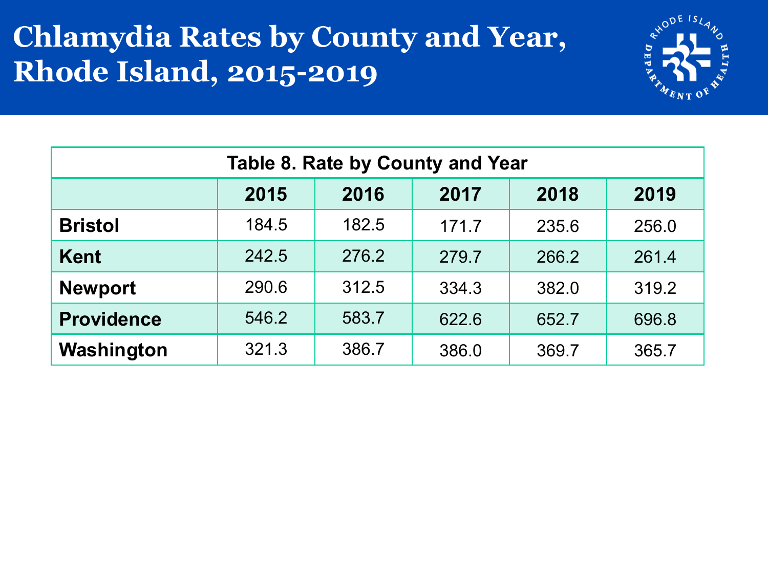# Chlamydia Rates by County and Year, Rhode Island, 2015-2019

**Table 8. Rate by County and Year**

| | 2015 | 2016 | 2017 | 2018 | 2019 |
|---|---|---|---|---|---|
| **Bristol** | 184.5 | 182.5 | 171.7 | 235.6 | 256.0 |
| **Kent** | 242.5 | 276.2 | 279.7 | 266.2 | 261.4 |
| **Newport** | 290.6 | 312.5 | 334.3 | 382.0 | 319.2 |
| **Providence** | 546.2 | 583.7 | 622.6 | 652.7 | 696.8 |
| **Washington** | 321.3 | 386.7 | 386.0 | 369.7 | 365.7 |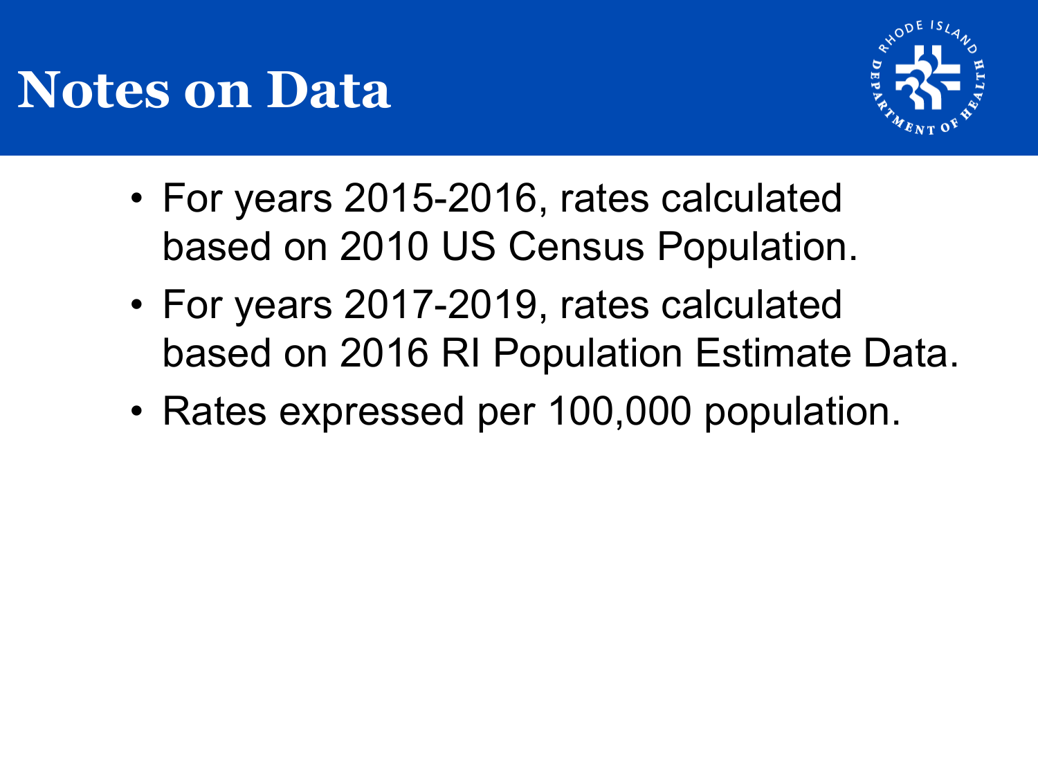# Notes on Data

- For years 2015-2016, rates calculated based on 2010 US Census Population.
- For years 2017-2019, rates calculated based on 2016 RI Population Estimate Data.
- Rates expressed per 100,000 population.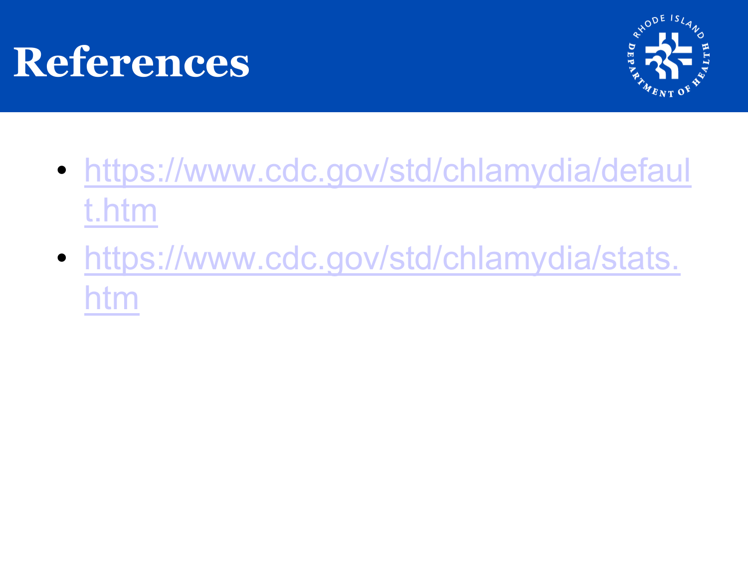# References

- https://www.cdc.gov/std/chlamydia/default.htm
- https://www.cdc.gov/std/chlamydia/stats.htm